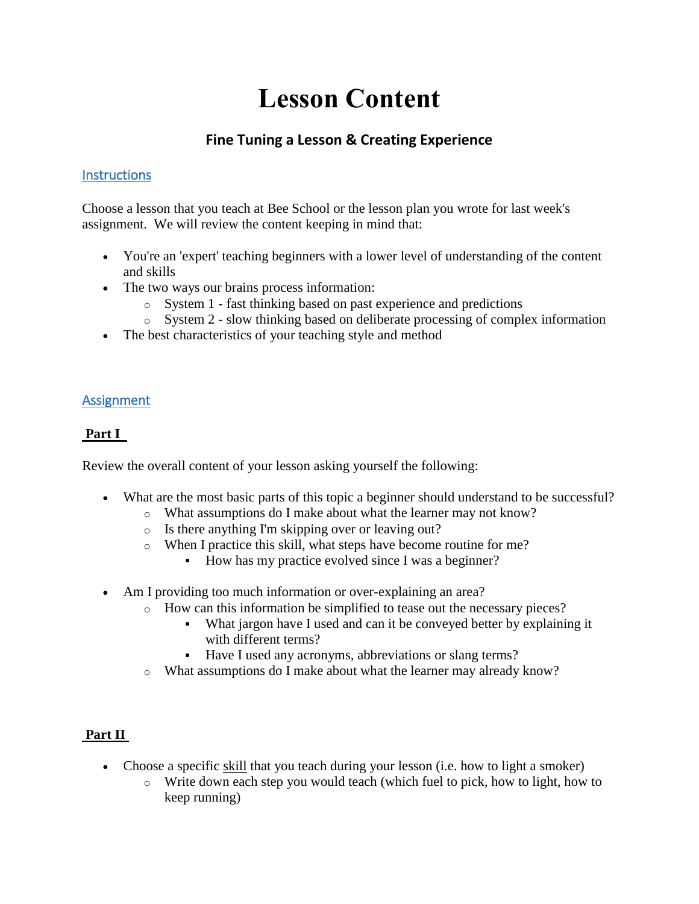# Lesson Content

## Fine Tuning a Lesson & Creating Experience

### Instructions

Choose a lesson that you teach at Bee School or the lesson plan you wrote for last week's assignment. We will review the content keeping in mind that:

- You're an 'expert' teaching beginners with a lower level of understanding of the content and skills
- The two ways our brains process information:
  - System 1 - fast thinking based on past experience and predictions
  - System 2 - slow thinking based on deliberate processing of complex information
- The best characteristics of your teaching style and method

### Assignment

**Part I**

Review the overall content of your lesson asking yourself the following:

- What are the most basic parts of this topic a beginner should understand to be successful?
  - What assumptions do I make about what the learner may not know?
  - Is there anything I'm skipping over or leaving out?
  - When I practice this skill, what steps have become routine for me?
    - How has my practice evolved since I was a beginner?

- Am I providing too much information or over-explaining an area?
  - How can this information be simplified to tease out the necessary pieces?
    - What jargon have I used and can it be conveyed better by explaining it with different terms?
    - Have I used any acronyms, abbreviations or slang terms?
  - What assumptions do I make about what the learner may already know?

**Part II**

- Choose a specific skill that you teach during your lesson (i.e. how to light a smoker)
  - Write down each step you would teach (which fuel to pick, how to light, how to keep running)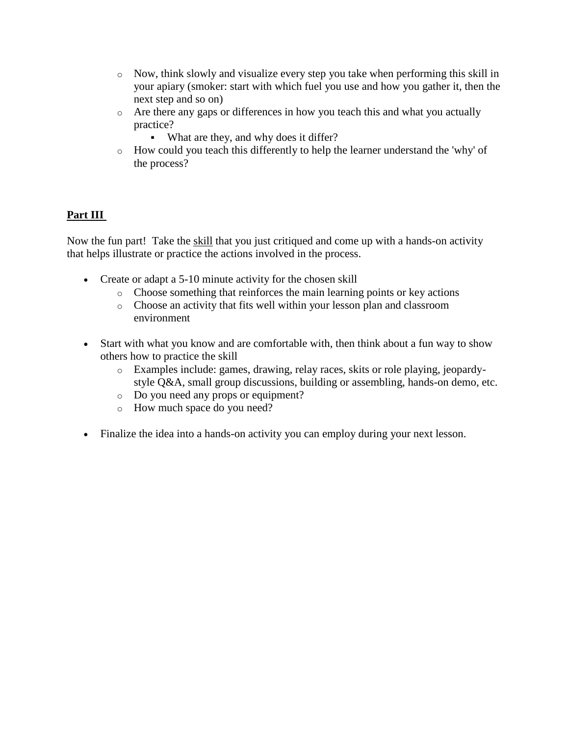- Now, think slowly and visualize every step you take when performing this skill in your apiary (smoker: start with which fuel you use and how you gather it, then the next step and so on)
- Are there any gaps or differences in how you teach this and what you actually practice?
  - What are they, and why does it differ?
- How could you teach this differently to help the learner understand the 'why' of the process?

## **Part III**

Now the fun part! Take the <u>skill</u> that you just critiqued and come up with a hands-on activity that helps illustrate or practice the actions involved in the process.

- Create or adapt a 5-10 minute activity for the chosen skill
  - Choose something that reinforces the main learning points or key actions
  - Choose an activity that fits well within your lesson plan and classroom environment

- Start with what you know and are comfortable with, then think about a fun way to show others how to practice the skill
  - Examples include: games, drawing, relay races, skits or role playing, jeopardy-style Q&A, small group discussions, building or assembling, hands-on demo, etc.
  - Do you need any props or equipment?
  - How much space do you need?

- Finalize the idea into a hands-on activity you can employ during your next lesson.